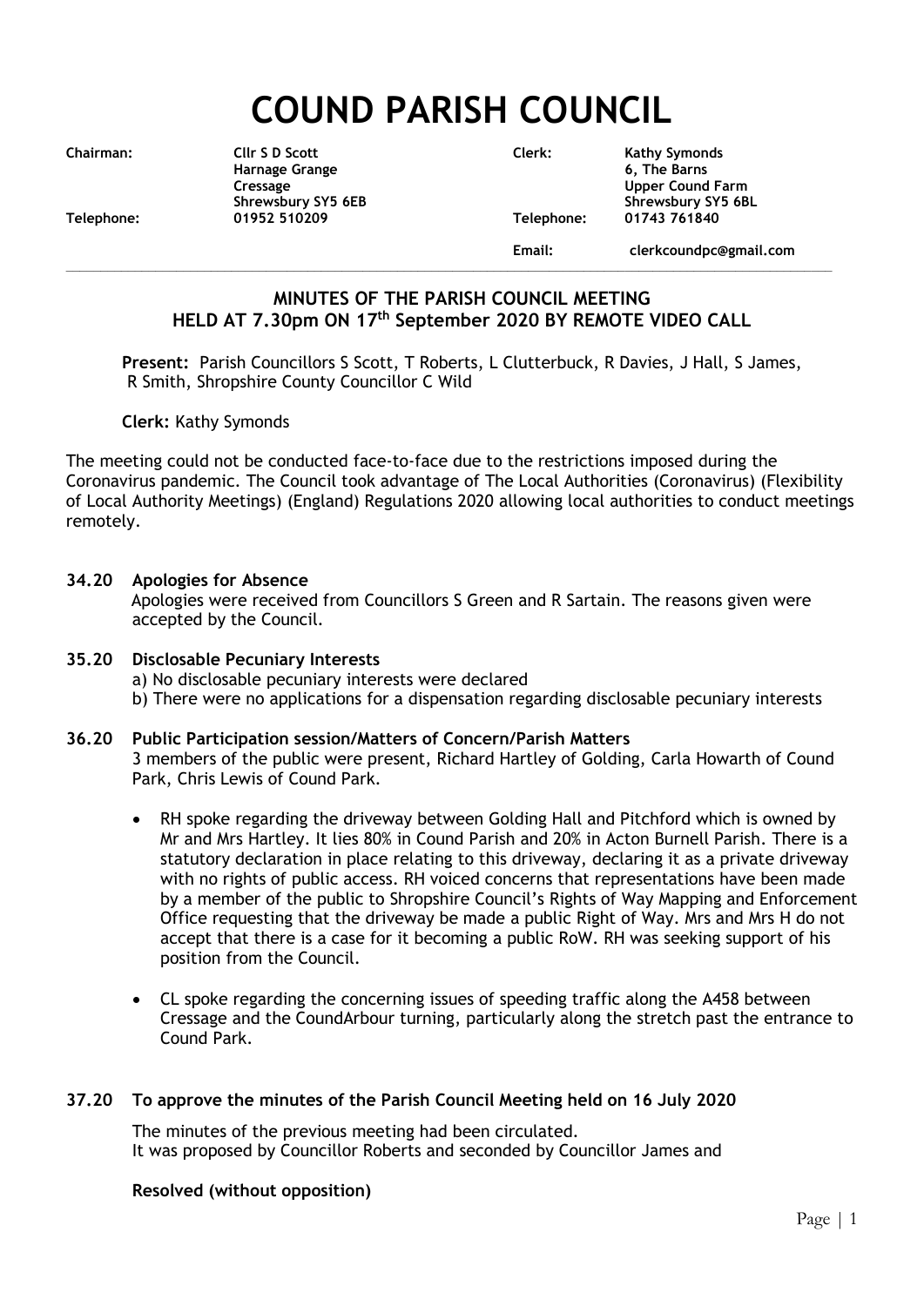# COUND PARISH COUNCIL

| | | | |
|---|---|---|---|
| **Chairman:** | **Cllr S D Scott** | **Clerk:** | **Kathy Symonds** |
| | **Harnage Grange** | | **6, The Barns** |
| | **Cressage** | | **Upper Cound Farm** |
| | **Shrewsbury SY5 6EB** | | **Shrewsbury SY5 6BL** |
| **Telephone:** | **01952 510209** | **Telephone:** | **01743 761840** |
| | | **Email:** | **clerkcoundpc@gmail.com** |

## MINUTES OF THE PARISH COUNCIL MEETING HELD AT 7.30pm ON 17th September 2020 BY REMOTE VIDEO CALL

**Present:** Parish Councillors S Scott, T Roberts, L Clutterbuck, R Davies, J Hall, S James, R Smith, Shropshire County Councillor C Wild

**Clerk:** Kathy Symonds

The meeting could not be conducted face-to-face due to the restrictions imposed during the Coronavirus pandemic. The Council took advantage of The Local Authorities (Coronavirus) (Flexibility of Local Authority Meetings) (England) Regulations 2020 allowing local authorities to conduct meetings remotely.

### 34.20 Apologies for Absence

Apologies were received from Councillors S Green and R Sartain. The reasons given were accepted by the Council.

### 35.20 Disclosable Pecuniary Interests

a) No disclosable pecuniary interests were declared
b) There were no applications for a dispensation regarding disclosable pecuniary interests

### 36.20 Public Participation session/Matters of Concern/Parish Matters

3 members of the public were present, Richard Hartley of Golding, Carla Howarth of Cound Park, Chris Lewis of Cound Park.

- RH spoke regarding the driveway between Golding Hall and Pitchford which is owned by Mr and Mrs Hartley. It lies 80% in Cound Parish and 20% in Acton Burnell Parish. There is a statutory declaration in place relating to this driveway, declaring it as a private driveway with no rights of public access. RH voiced concerns that representations have been made by a member of the public to Shropshire Council's Rights of Way Mapping and Enforcement Office requesting that the driveway be made a public Right of Way. Mrs and Mrs H do not accept that there is a case for it becoming a public RoW. RH was seeking support of his position from the Council.

- CL spoke regarding the concerning issues of speeding traffic along the A458 between Cressage and the CoundArbour turning, particularly along the stretch past the entrance to Cound Park.

### 37.20 To approve the minutes of the Parish Council Meeting held on 16 July 2020

The minutes of the previous meeting had been circulated.
It was proposed by Councillor Roberts and seconded by Councillor James and

**Resolved (without opposition)**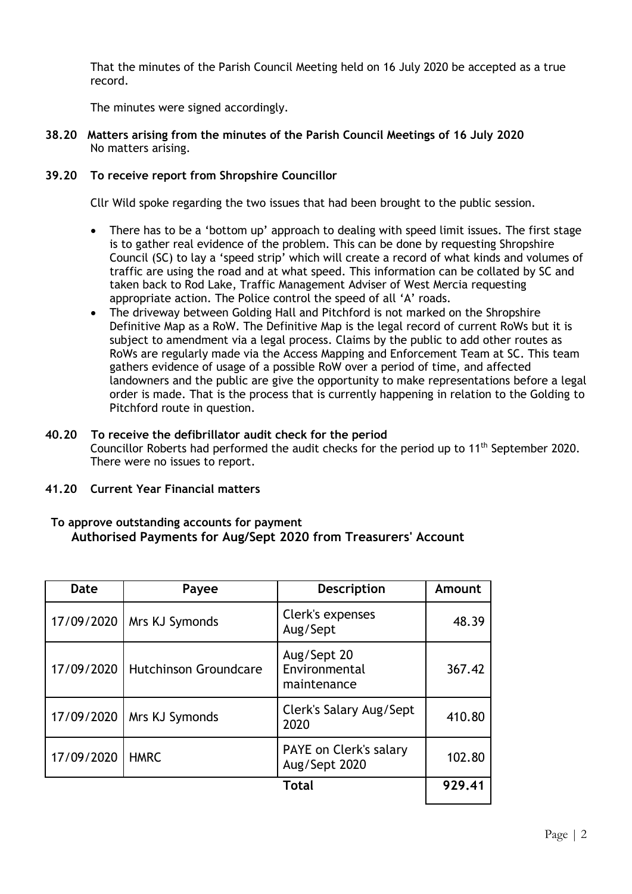That the minutes of the Parish Council Meeting held on 16 July 2020 be accepted as a true record.

The minutes were signed accordingly.

**38.20 Matters arising from the minutes of the Parish Council Meetings of 16 July 2020**
No matters arising.

**39.20 To receive report from Shropshire Councillor**

Cllr Wild spoke regarding the two issues that had been brought to the public session.

- There has to be a 'bottom up' approach to dealing with speed limit issues. The first stage is to gather real evidence of the problem. This can be done by requesting Shropshire Council (SC) to lay a 'speed strip' which will create a record of what kinds and volumes of traffic are using the road and at what speed. This information can be collated by SC and taken back to Rod Lake, Traffic Management Adviser of West Mercia requesting appropriate action. The Police control the speed of all 'A' roads.
- The driveway between Golding Hall and Pitchford is not marked on the Shropshire Definitive Map as a RoW. The Definitive Map is the legal record of current RoWs but it is subject to amendment via a legal process. Claims by the public to add other routes as RoWs are regularly made via the Access Mapping and Enforcement Team at SC. This team gathers evidence of usage of a possible RoW over a period of time, and affected landowners and the public are give the opportunity to make representations before a legal order is made. That is the process that is currently happening in relation to the Golding to Pitchford route in question.

**40.20 To receive the defibrillator audit check for the period**
Councillor Roberts had performed the audit checks for the period up to 11th September 2020. There were no issues to report.

**41.20 Current Year Financial matters**

**To approve outstanding accounts for payment**
**Authorised Payments for Aug/Sept 2020 from Treasurers' Account**

| Date | Payee | Description | Amount |
|---|---|---|---|
| 17/09/2020 | Mrs KJ Symonds | Clerk's expenses Aug/Sept | 48.39 |
| 17/09/2020 | Hutchinson Groundcare | Aug/Sept 20 Environmental maintenance | 367.42 |
| 17/09/2020 | Mrs KJ Symonds | Clerk's Salary Aug/Sept 2020 | 410.80 |
| 17/09/2020 | HMRC | PAYE on Clerk's salary Aug/Sept 2020 | 102.80 |
| | | **Total** | **929.41** |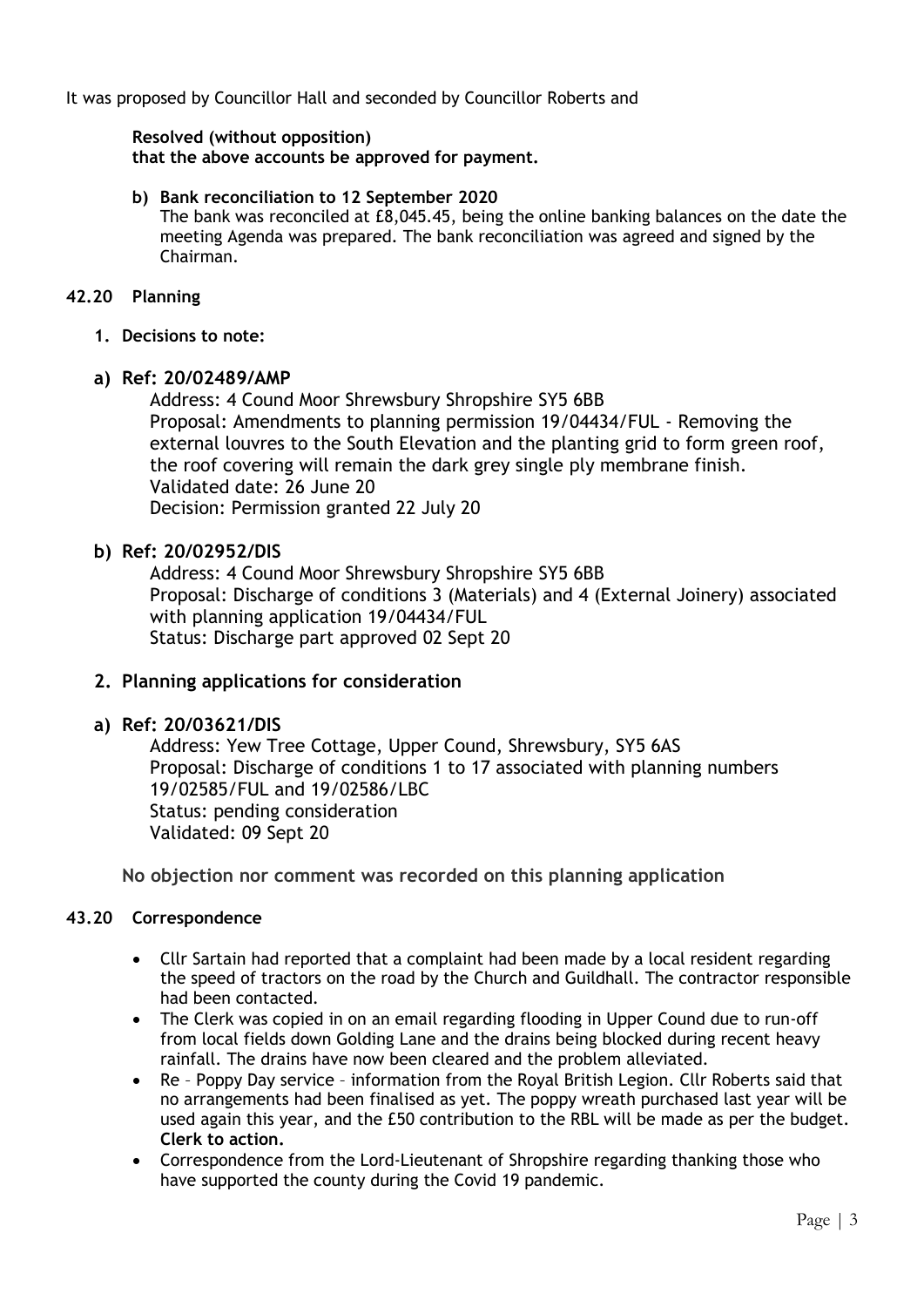It was proposed by Councillor Hall and seconded by Councillor Roberts and

**Resolved (without opposition)**
**that the above accounts be approved for payment.**

**b) Bank reconciliation to 12 September 2020**
The bank was reconciled at £8,045.45, being the online banking balances on the date the meeting Agenda was prepared. The bank reconciliation was agreed and signed by the Chairman.

## 42.20 Planning

**1. Decisions to note:**

**a) Ref: 20/02489/AMP**

Address: 4 Cound Moor Shrewsbury Shropshire SY5 6BB
Proposal: Amendments to planning permission 19/04434/FUL - Removing the external louvres to the South Elevation and the planting grid to form green roof, the roof covering will remain the dark grey single ply membrane finish.
Validated date: 26 June 20
Decision: Permission granted 22 July 20

**b) Ref: 20/02952/DIS**

Address: 4 Cound Moor Shrewsbury Shropshire SY5 6BB
Proposal: Discharge of conditions 3 (Materials) and 4 (External Joinery) associated with planning application 19/04434/FUL
Status: Discharge part approved 02 Sept 20

**2. Planning applications for consideration**

**a) Ref: 20/03621/DIS**

Address: Yew Tree Cottage, Upper Cound, Shrewsbury, SY5 6AS
Proposal: Discharge of conditions 1 to 17 associated with planning numbers 19/02585/FUL and 19/02586/LBC
Status: pending consideration
Validated: 09 Sept 20

**No objection nor comment was recorded on this planning application**

## 43.20 Correspondence

- Cllr Sartain had reported that a complaint had been made by a local resident regarding the speed of tractors on the road by the Church and Guildhall. The contractor responsible had been contacted.
- The Clerk was copied in on an email regarding flooding in Upper Cound due to run-off from local fields down Golding Lane and the drains being blocked during recent heavy rainfall. The drains have now been cleared and the problem alleviated.
- Re – Poppy Day service – information from the Royal British Legion. Cllr Roberts said that no arrangements had been finalised as yet. The poppy wreath purchased last year will be used again this year, and the £50 contribution to the RBL will be made as per the budget. **Clerk to action.**
- Correspondence from the Lord-Lieutenant of Shropshire regarding thanking those who have supported the county during the Covid 19 pandemic.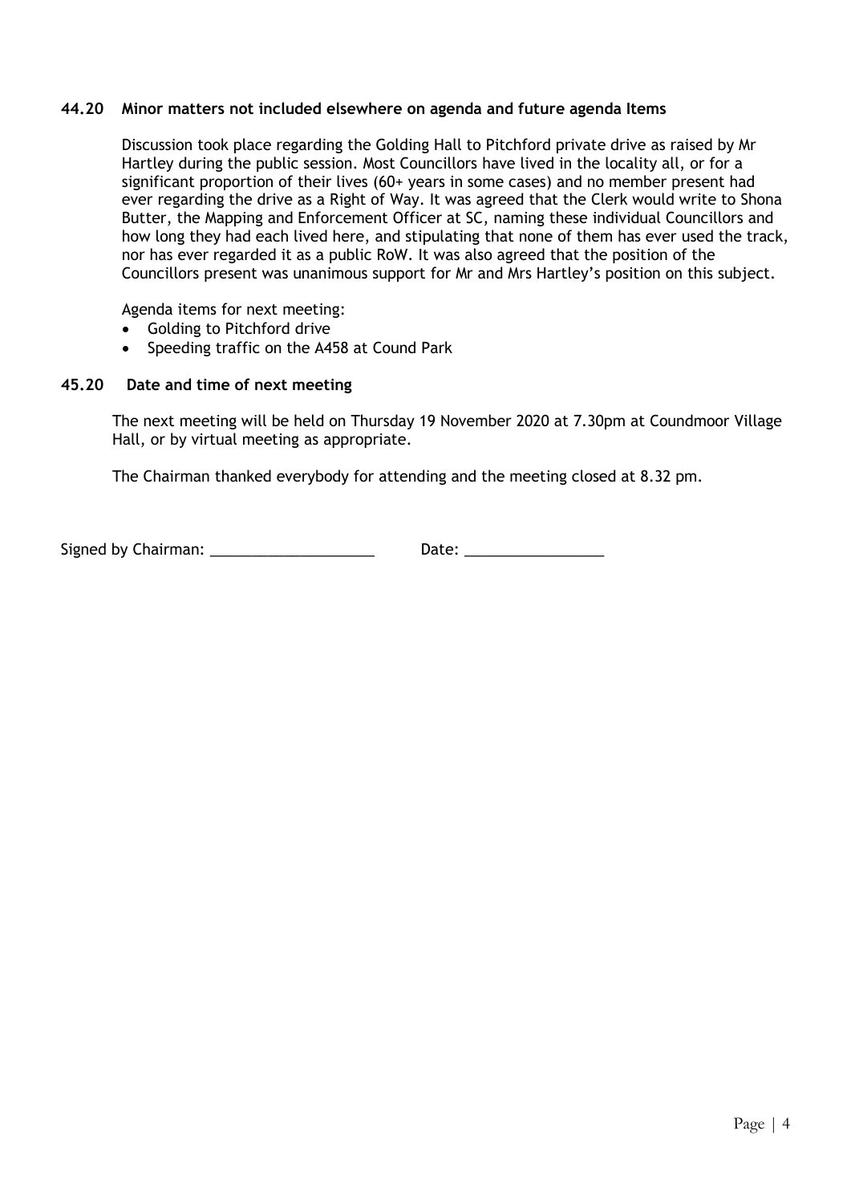**44.20 Minor matters not included elsewhere on agenda and future agenda Items**

Discussion took place regarding the Golding Hall to Pitchford private drive as raised by Mr Hartley during the public session. Most Councillors have lived in the locality all, or for a significant proportion of their lives (60+ years in some cases) and no member present had ever regarding the drive as a Right of Way. It was agreed that the Clerk would write to Shona Butter, the Mapping and Enforcement Officer at SC, naming these individual Councillors and how long they had each lived here, and stipulating that none of them has ever used the track, nor has ever regarded it as a public RoW. It was also agreed that the position of the Councillors present was unanimous support for Mr and Mrs Hartley's position on this subject.

Agenda items for next meeting:

- Golding to Pitchford drive
- Speeding traffic on the A458 at Cound Park

**45.20 Date and time of next meeting**

The next meeting will be held on Thursday 19 November 2020 at 7.30pm at Coundmoor Village Hall, or by virtual meeting as appropriate.

The Chairman thanked everybody for attending and the meeting closed at 8.32 pm.

Signed by Chairman: ____________________ Date: _________________